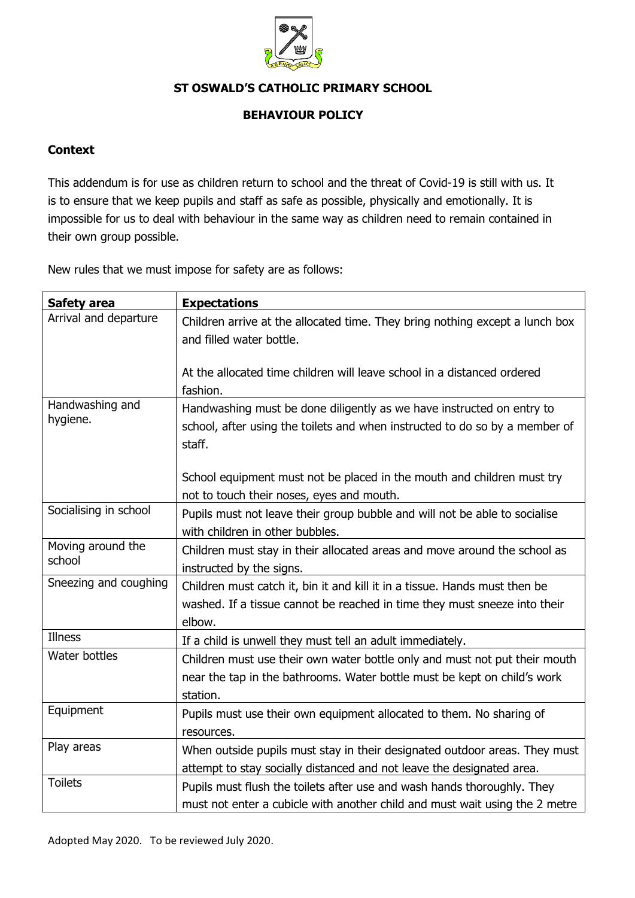**ST OSWALD'S CATHOLIC PRIMARY SCHOOL**

**BEHAVIOUR POLICY**

**Context**

This addendum is for use as children return to school and the threat of Covid-19 is still with us. It is to ensure that we keep pupils and staff as safe as possible, physically and emotionally. It is impossible for us to deal with behaviour in the same way as children need to remain contained in their own group possible.

New rules that we must impose for safety are as follows:

| **Safety area** | **Expectations** |
|---|---|
| Arrival and departure | Children arrive at the allocated time. They bring nothing except a lunch box and filled water bottle.<br><br>At the allocated time children will leave school in a distanced ordered fashion. |
| Handwashing and hygiene. | Handwashing must be done diligently as we have instructed on entry to school, after using the toilets and when instructed to do so by a member of staff.<br><br>School equipment must not be placed in the mouth and children must try not to touch their noses, eyes and mouth. |
| Socialising in school | Pupils must not leave their group bubble and will not be able to socialise with children in other bubbles. |
| Moving around the school | Children must stay in their allocated areas and move around the school as instructed by the signs. |
| Sneezing and coughing | Children must catch it, bin it and kill it in a tissue. Hands must then be washed. If a tissue cannot be reached in time they must sneeze into their elbow. |
| Illness | If a child is unwell they must tell an adult immediately. |
| Water bottles | Children must use their own water bottle only and must not put their mouth near the tap in the bathrooms. Water bottle must be kept on child's work station. |
| Equipment | Pupils must use their own equipment allocated to them. No sharing of resources. |
| Play areas | When outside pupils must stay in their designated outdoor areas. They must attempt to stay socially distanced and not leave the designated area. |
| Toilets | Pupils must flush the toilets after use and wash hands thoroughly. They must not enter a cubicle with another child and must wait using the 2 metre |

Adopted May 2020. To be reviewed July 2020.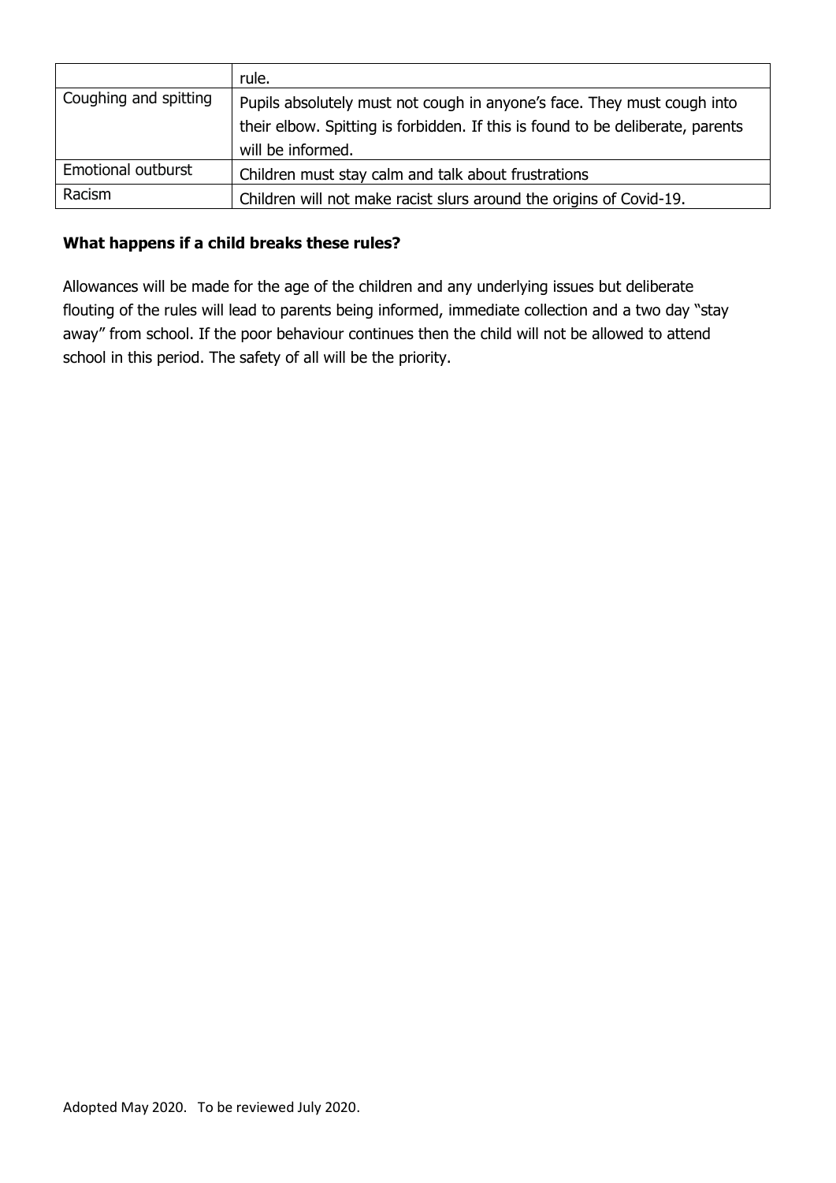| | |
|---|---|
| | rule. |
| Coughing and spitting | Pupils absolutely must not cough in anyone's face. They must cough into their elbow. Spitting is forbidden. If this is found to be deliberate, parents will be informed. |
| Emotional outburst | Children must stay calm and talk about frustrations |
| Racism | Children will not make racist slurs around the origins of Covid-19. |

**What happens if a child breaks these rules?**

Allowances will be made for the age of the children and any underlying issues but deliberate flouting of the rules will lead to parents being informed, immediate collection and a two day "stay away" from school. If the poor behaviour continues then the child will not be allowed to attend school in this period. The safety of all will be the priority.

Adopted May 2020. To be reviewed July 2020.